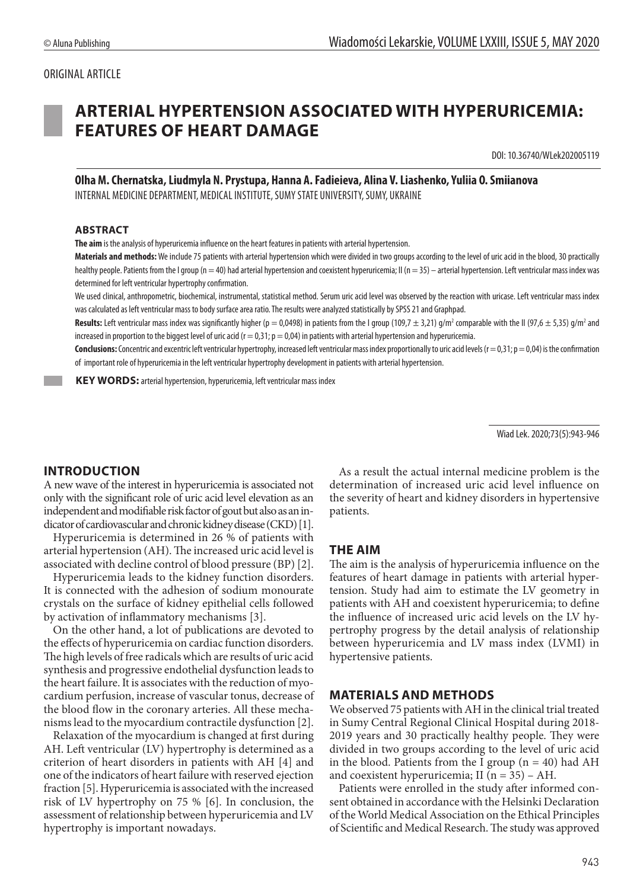ORIGINAL ARTICLE

# ARTERIAL HYPERTENSION ASSOCIATED WITH HYPERURICEMIA: FEATURES OF HEART DAMAGE

DOI: 10.36740/WLek202005119

**Olha M. Chernatska, Liudmyla N. Prystupa, Hanna A. Fadieieva, Alina V. Liashenko, Yuliia O. Smiianova**

INTERNAL MEDICINE DEPARTMENT, MEDICAL INSTITUTE, SUMY STATE UNIVERSITY, SUMY, UKRAINE

### ABSTRACT

**The aim** is the analysis of hyperuricemia influence on the heart features in patients with arterial hypertension.

**Materials and methods:** We include 75 patients with arterial hypertension which were divided in two groups according to the level of uric acid in the blood, 30 practically healthy people. Patients from the I group (n = 40) had arterial hypertension and coexistent hyperuricemia; II (n = 35) – arterial hypertension. Left ventricular mass index was determined for left ventricular hypertrophy confirmation.

We used clinical, anthropometric, biochemical, instrumental, statistical method. Serum uric acid level was observed by the reaction with uricase. Left ventricular mass index was calculated as left ventricular mass to body surface area ratio. The results were analyzed statistically by SPSS 21 and Graphpad.

**Results:** Left ventricular mass index was significantly higher (p = 0,0498) in patients from the I group (109,7 ± 3,21) g/m$^2$ comparable with the II (97,6 ± 5,35) g/m$^2$ and increased in proportion to the biggest level of uric acid (r = 0,31; p = 0,04) in patients with arterial hypertension and hyperuricemia.

**Conclusions:** Concentric and excentric left ventricular hypertrophy, increased left ventricular mass index proportionally to uric acid levels (r = 0,31; p = 0,04) is the confirmation of important role of hyperuricemia in the left ventricular hypertrophy development in patients with arterial hypertension.

**KEY WORDS:** arterial hypertension, hyperuricemia, left ventricular mass index

Wiad Lek. 2020;73(5):943-946

## INTRODUCTION

A new wave of the interest in hyperuricemia is associated not only with the significant role of uric acid level elevation as an independent and modifiable risk factor of gout but also as an indicator of cardiovascular and chronic kidney disease (CKD) [1].

Hyperuricemia is determined in 26 % of patients with arterial hypertension (AH). The increased uric acid level is associated with decline control of blood pressure (BP) [2].

Hyperuricemia leads to the kidney function disorders. It is connected with the adhesion of sodium monourate crystals on the surface of kidney epithelial cells followed by activation of inflammatory mechanisms [3].

On the other hand, a lot of publications are devoted to the effects of hyperuricemia on cardiac function disorders. The high levels of free radicals which are results of uric acid synthesis and progressive endothelial dysfunction leads to the heart failure. It is associates with the reduction of myocardium perfusion, increase of vascular tonus, decrease of the blood flow in the coronary arteries. All these mechanisms lead to the myocardium contractile dysfunction [2].

Relaxation of the myocardium is changed at first during AH. Left ventricular (LV) hypertrophy is determined as a criterion of heart disorders in patients with AH [4] and one of the indicators of heart failure with reserved ejection fraction [5]. Hyperuricemia is associated with the increased risk of LV hypertrophy on 75 % [6]. In conclusion, the assessment of relationship between hyperuricemia and LV hypertrophy is important nowadays.

As a result the actual internal medicine problem is the determination of increased uric acid level influence on the severity of heart and kidney disorders in hypertensive patients.

## THE AIM

The aim is the analysis of hyperuricemia influence on the features of heart damage in patients with arterial hypertension. Study had aim to estimate the LV geometry in patients with AH and coexistent hyperuricemia; to define the influence of increased uric acid levels on the LV hypertrophy progress by the detail analysis of relationship between hyperuricemia and LV mass index (LVMI) in hypertensive patients.

## MATERIALS AND METHODS

We observed 75 patients with AH in the clinical trial treated in Sumy Central Regional Clinical Hospital during 2018-2019 years and 30 practically healthy people. They were divided in two groups according to the level of uric acid in the blood. Patients from the I group (n = 40) had AH and coexistent hyperuricemia; II (n = 35) – AH.

Patients were enrolled in the study after informed consent obtained in accordance with the Helsinki Declaration of the World Medical Association on the Ethical Principles of Scientific and Medical Research. The study was approved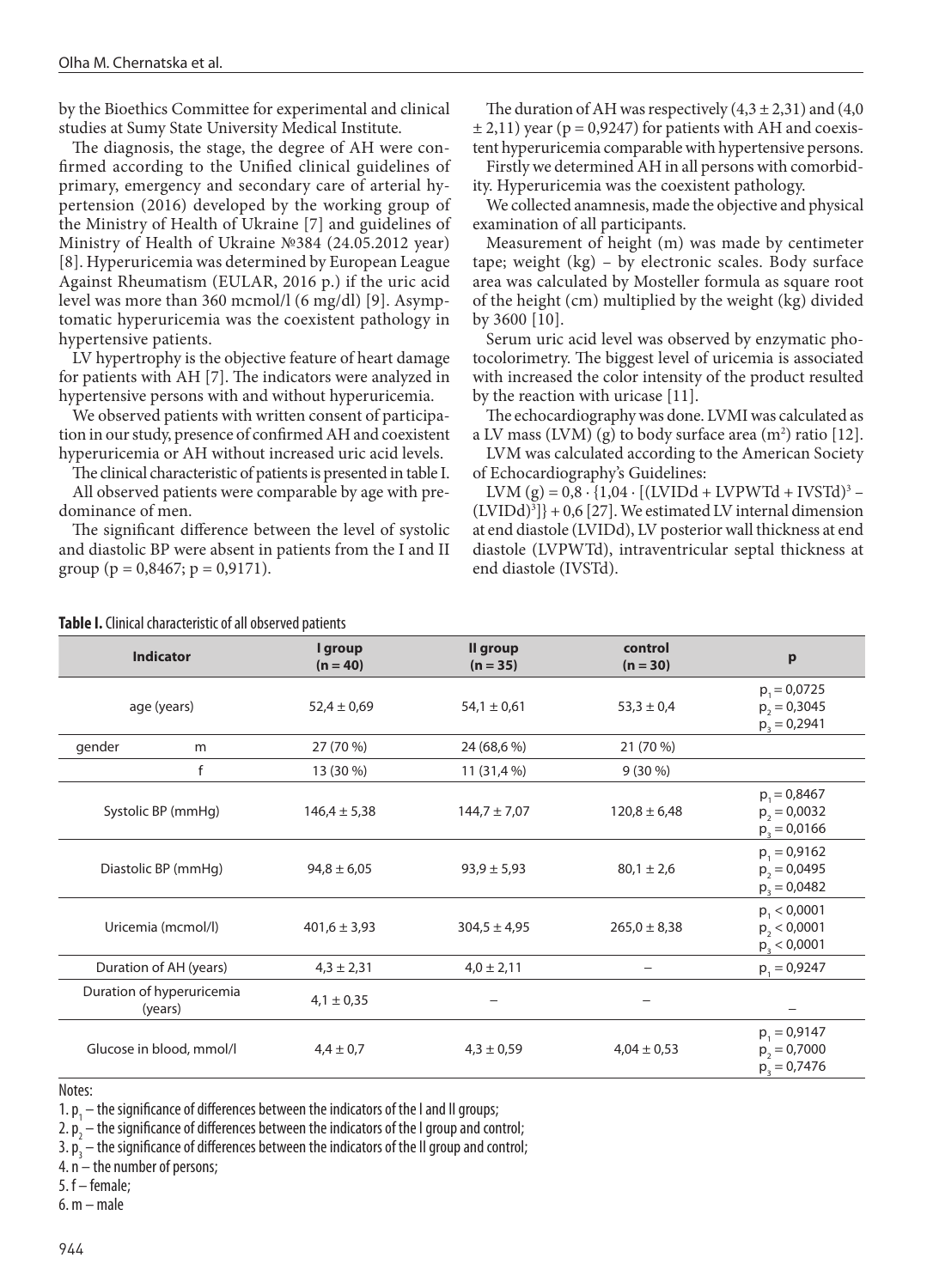by the Bioethics Committee for experimental and clinical studies at Sumy State University Medical Institute.

The diagnosis, the stage, the degree of AH were confirmed according to the Unified clinical guidelines of primary, emergency and secondary care of arterial hypertension (2016) developed by the working group of the Ministry of Health of Ukraine [7] and guidelines of Ministry of Health of Ukraine №384 (24.05.2012 year) [8]. Hyperuricemia was determined by European League Against Rheumatism (EULAR, 2016 p.) if the uric acid level was more than 360 mcmol/l (6 mg/dl) [9]. Asymptomatic hyperuricemia was the coexistent pathology in hypertensive patients.

LV hypertrophy is the objective feature of heart damage for patients with AH [7]. The indicators were analyzed in hypertensive persons with and without hyperuricemia.

We observed patients with written consent of participation in our study, presence of confirmed AH and coexistent hyperuricemia or AH without increased uric acid levels.

The clinical characteristic of patients is presented in table I.

All observed patients were comparable by age with predominance of men.

The significant difference between the level of systolic and diastolic BP were absent in patients from the I and II group (p = 0,8467; p = 0,9171).

The duration of AH was respectively (4,3 ± 2,31) and (4,0 ± 2,11) year (p = 0,9247) for patients with AH and coexistent hyperuricemia comparable with hypertensive persons.

Firstly we determined AH in all persons with comorbidity. Hyperuricemia was the coexistent pathology.

We collected anamnesis, made the objective and physical examination of all participants.

Measurement of height (m) was made by centimeter tape; weight (kg) – by electronic scales. Body surface area was calculated by Mosteller formula as square root of the height (cm) multiplied by the weight (kg) divided by 3600 [10].

Serum uric acid level was observed by enzymatic photocolorimetry. The biggest level of uricemia is associated with increased the color intensity of the product resulted by the reaction with uricase [11].

The echocardiography was done. LVMI was calculated as a LV mass (LVM) (g) to body surface area ($m^2$) ratio [12].

LVM was calculated according to the American Society of Echocardiography's Guidelines:

$$LVM (g) = 0,8 \cdot \{1,04 \cdot [(LVIDd + LVPWTd + IVSTd)^3 - (LVIDd)^3]\} + 0,6$$ [27]. We estimated LV internal dimension at end diastole (LVIDd), LV posterior wall thickness at end diastole (LVPWTd), intraventricular septal thickness at end diastole (IVSTd).

**Table I.** Clinical characteristic of all observed patients

| Indicator | | I group (n = 40) | II group (n = 35) | control (n = 30) | p |
|---|---|---|---|---|---|
| age (years) | | 52,4 ± 0,69 | 54,1 ± 0,61 | 53,3 ± 0,4 | $p_1$ = 0,0725<br>$p_2$ = 0,3045<br>$p_3$ = 0,2941 |
| gender | m | 27 (70 %) | 24 (68,6 %) | 21 (70 %) | |
| | f | 13 (30 %) | 11 (31,4 %) | 9 (30 %) | |
| Systolic BP (mmHg) | | 146,4 ± 5,38 | 144,7 ± 7,07 | 120,8 ± 6,48 | $p_1$ = 0,8467<br>$p_2$ = 0,0032<br>$p_3$ = 0,0166 |
| Diastolic BP (mmHg) | | 94,8 ± 6,05 | 93,9 ± 5,93 | 80,1 ± 2,6 | $p_1$ = 0,9162<br>$p_2$ = 0,0495<br>$p_3$ = 0,0482 |
| Uricemia (mcmol/l) | | 401,6 ± 3,93 | 304,5 ± 4,95 | 265,0 ± 8,38 | $p_1$ < 0,0001<br>$p_2$ < 0,0001<br>$p_3$ < 0,0001 |
| Duration of AH (years) | | 4,3 ± 2,31 | 4,0 ± 2,11 | – | $p_1$ = 0,9247 |
| Duration of hyperuricemia (years) | | 4,1 ± 0,35 | – | – | – |
| Glucose in blood, mmol/l | | 4,4 ± 0,7 | 4,3 ± 0,59 | 4,04 ± 0,53 | $p_1$ = 0,9147<br>$p_2$ = 0,7000<br>$p_3$ = 0,7476 |

Notes:

1. $p_1$ – the significance of differences between the indicators of the I and II groups;
2. $p_2$ – the significance of differences between the indicators of the I group and control;
3. $p_3$ – the significance of differences between the indicators of the II group and control;
4. n – the number of persons;
5. f – female;
6. m – male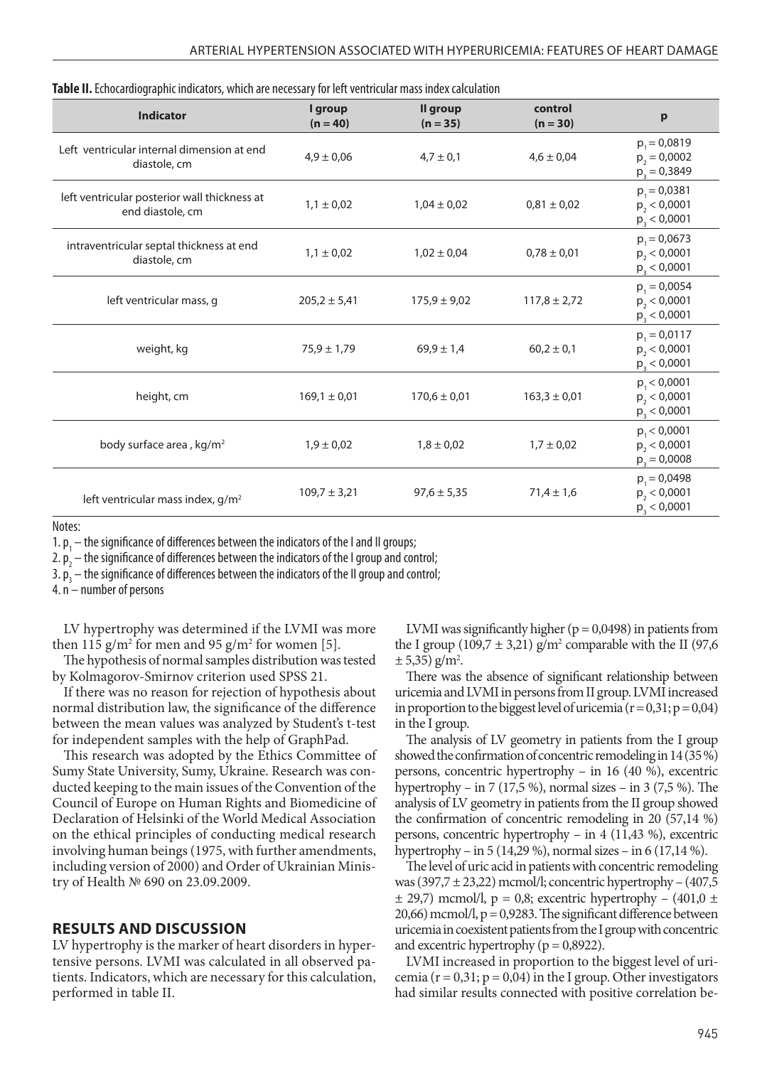**Table II.** Echocardiographic indicators, which are necessary for left ventricular mass index calculation

| Indicator | I group (n = 40) | II group (n = 35) | control (n = 30) | p |
|---|---|---|---|---|
| Left ventricular internal dimension at end diastole, cm | 4,9 ± 0,06 | 4,7 ± 0,1 | 4,6 ± 0,04 | $p_1$ = 0,0819<br>$p_2$ = 0,0002<br>$p_3$ = 0,3849 |
| left ventricular posterior wall thickness at end diastole, cm | 1,1 ± 0,02 | 1,04 ± 0,02 | 0,81 ± 0,02 | $p_1$ = 0,0381<br>$p_2$ < 0,0001<br>$p_3$ < 0,0001 |
| intraventricular septal thickness at end diastole, cm | 1,1 ± 0,02 | 1,02 ± 0,04 | 0,78 ± 0,01 | $p_1$ = 0,0673<br>$p_2$ < 0,0001<br>$p_3$ < 0,0001 |
| left ventricular mass, g | 205,2 ± 5,41 | 175,9 ± 9,02 | 117,8 ± 2,72 | $p_1$ = 0,0054<br>$p_2$ < 0,0001<br>$p_3$ < 0,0001 |
| weight, kg | 75,9 ± 1,79 | 69,9 ± 1,4 | 60,2 ± 0,1 | $p_1$ = 0,0117<br>$p_2$ < 0,0001<br>$p_3$ < 0,0001 |
| height, cm | 169,1 ± 0,01 | 170,6 ± 0,01 | 163,3 ± 0,01 | $p_1$ < 0,0001<br>$p_2$ < 0,0001<br>$p_3$ < 0,0001 |
| body surface area , kg/m² | 1,9 ± 0,02 | 1,8 ± 0,02 | 1,7 ± 0,02 | $p_1$ < 0,0001<br>$p_2$ < 0,0001<br>$p_3$ = 0,0008 |
| left ventricular mass index, g/m² | 109,7 ± 3,21 | 97,6 ± 5,35 | 71,4 ± 1,6 | $p_1$ = 0,0498<br>$p_2$ < 0,0001<br>$p_3$ < 0,0001 |

Notes:

1. $p_1$ – the significance of differences between the indicators of the I and II groups;
2. $p_2$ – the significance of differences between the indicators of the I group and control;
3. $p_3$ – the significance of differences between the indicators of the II group and control;
4. n – number of persons

LV hypertrophy was determined if the LVMI was more then 115 g/m² for men and 95 g/m² for women [5].

The hypothesis of normal samples distribution was tested by Kolmagorov-Smirnov criterion used SPSS 21.

If there was no reason for rejection of hypothesis about normal distribution law, the significance of the difference between the mean values was analyzed by Student's t-test for independent samples with the help of GraphPad.

This research was adopted by the Ethics Committee of Sumy State University, Sumy, Ukraine. Research was conducted keeping to the main issues of the Convention of the Council of Europe on Human Rights and Biomedicine of Declaration of Helsinki of the World Medical Association on the ethical principles of conducting medical research involving human beings (1975, with further amendments, including version of 2000) and Order of Ukrainian Ministry of Health № 690 on 23.09.2009.

## RESULTS AND DISCUSSION

LV hypertrophy is the marker of heart disorders in hypertensive persons. LVMI was calculated in all observed patients. Indicators, which are necessary for this calculation, performed in table II.

LVMI was significantly higher (p = 0,0498) in patients from the I group (109,7 ± 3,21) g/m² comparable with the II (97,6 ± 5,35) g/m².

There was the absence of significant relationship between uricemia and LVMI in persons from II group. LVMI increased in proportion to the biggest level of uricemia (r = 0,31; p = 0,04) in the I group.

The analysis of LV geometry in patients from the I group showed the confirmation of concentric remodeling in 14 (35 %) persons, concentric hypertrophy – in 16 (40 %), excentric hypertrophy – in 7 (17,5 %), normal sizes – in 3 (7,5 %). The analysis of LV geometry in patients from the II group showed the confirmation of concentric remodeling in 20 (57,14 %) persons, concentric hypertrophy – in 4 (11,43 %), excentric hypertrophy – in 5 (14,29 %), normal sizes – in 6 (17,14 %).

The level of uric acid in patients with concentric remodeling was (397,7 ± 23,22) mcmol/l; concentric hypertrophy – (407,5 ± 29,7) mcmol/l, p = 0,8; excentric hypertrophy – (401,0 ± 20,66) mcmol/l, p = 0,9283. The significant difference between uricemia in coexistent patients from the I group with concentric and excentric hypertrophy (p = 0,8922).

LVMI increased in proportion to the biggest level of uricemia (r = 0,31; p = 0,04) in the I group. Other investigators had similar results connected with positive correlation be-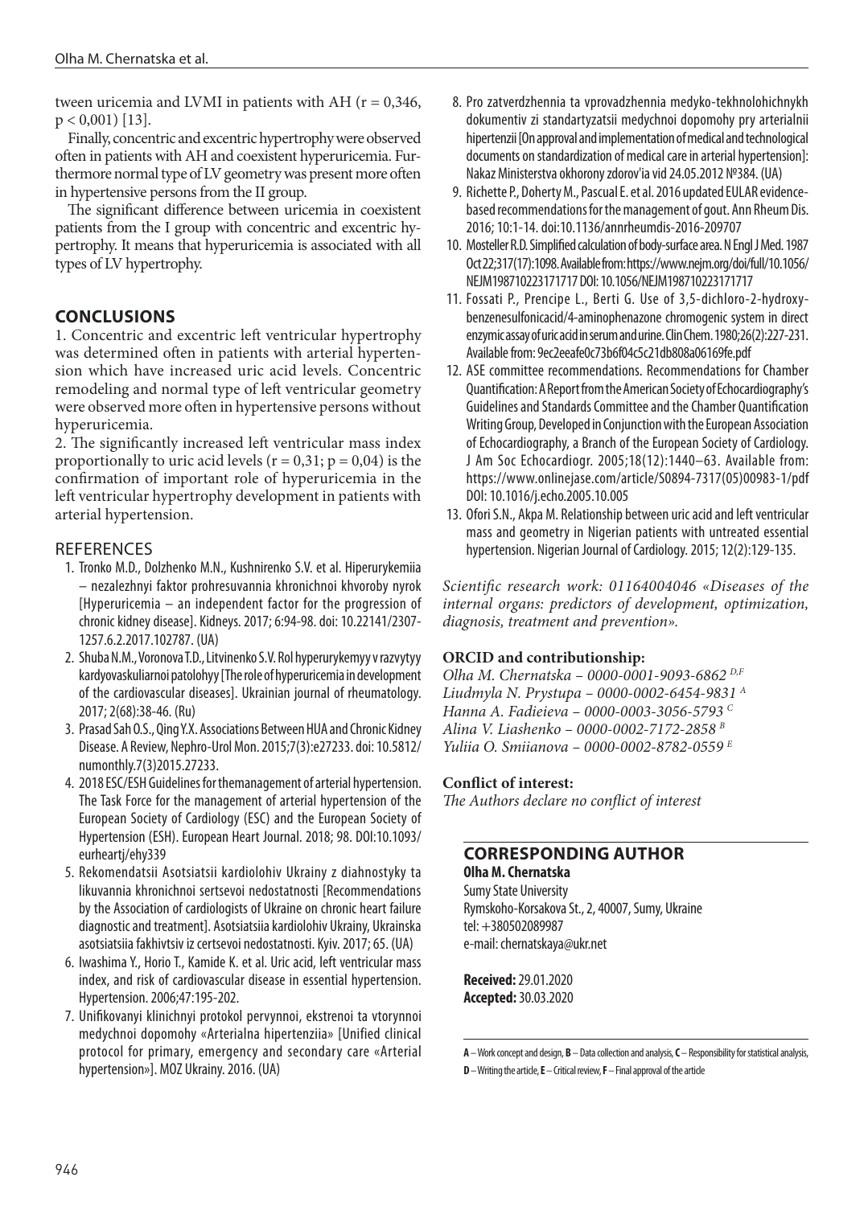tween uricemia and LVMI in patients with AH ($r = 0{,}346$, $p < 0{,}001$) [13].

Finally, concentric and excentric hypertrophy were observed often in patients with AH and coexistent hyperuricemia. Furthermore normal type of LV geometry was present more often in hypertensive persons from the II group.

The significant difference between uricemia in coexistent patients from the I group with concentric and excentric hypertrophy. It means that hyperuricemia is associated with all types of LV hypertrophy.

## CONCLUSIONS

1. Concentric and excentric left ventricular hypertrophy was determined often in patients with arterial hypertension which have increased uric acid levels. Concentric remodeling and normal type of left ventricular geometry were observed more often in hypertensive persons without hyperuricemia.
2. The significantly increased left ventricular mass index proportionally to uric acid levels ($r = 0{,}31$; $p = 0{,}04$) is the confirmation of important role of hyperuricemia in the left ventricular hypertrophy development in patients with arterial hypertension.

## REFERENCES

1. Tronko M.D., Dolzhenko M.N., Kushnirenko S.V. et al. Hiperurykemiia – nezalezhnyi faktor prohresuvannia khronichnoi khvoroby nyrok [Hyperuricemia – an independent factor for the progression of chronic kidney disease]. Kidneys. 2017; 6:94-98. doi: 10.22141/2307-1257.6.2.2017.102787. (UA)
2. Shuba N.M., Voronova T.D., Litvinenko S.V. Rol hyperurykemyy v razvytyy kardyovaskuliarnoi patolohyy [The role of hyperuricemia in development of the cardiovascular diseases]. Ukrainian journal of rheumatology. 2017; 2(68):38-46. (Ru)
3. Prasad Sah O.S., Qing Y.X. Associations Between HUA and Chronic Kidney Disease. A Review, Nephro-Urol Mon. 2015;7(3):e27233. doi: 10.5812/numonthly.7(3)2015.27233.
4. 2018 ESC/ESH Guidelines for themanagement of arterial hypertension. The Task Force for the management of arterial hypertension of the European Society of Cardiology (ESC) and the European Society of Hypertension (ESH). European Heart Journal. 2018; 98. DOI:10.1093/eurheartj/ehy339
5. Rekomendatsii Asotsiatsii kardiolohiv Ukrainy z diahnostyky ta likuvannia khronichnoi sertsevoi nedostatnosti [Recommendations by the Association of cardiologists of Ukraine on chronic heart failure diagnostic and treatment]. Asotsiatsiia kardiolohiv Ukrainy, Ukrainska asotsiatsiia fakhivtsiv iz certsevoi nedostatnosti. Kyiv. 2017; 65. (UA)
6. Iwashima Y., Horio T., Kamide K. et al. Uric acid, left ventricular mass index, and risk of cardiovascular disease in essential hypertension. Hypertension. 2006;47:195-202.
7. Unifikovanyi klinichnyi protokol pervynnoi, ekstrenoi ta vtorynnoi medychnoi dopomohy «Arterialna hipertenziia» [Unified clinical protocol for primary, emergency and secondary care «Arterial hypertension»]. MOZ Ukrainy. 2016. (UA)
8. Pro zatverdzhennia ta vprovadzhennia medyko-tekhnolohichnykh dokumentiv zi standartyzatsii medychnoi dopomohy pry arterialnii hipertenzii [On approval and implementation of medical and technological documents on standardization of medical care in arterial hypertension]: Nakaz Ministerstva okhorony zdorov'ia vid 24.05.2012 №384. (UA)
9. Richette P., Doherty M., Pascual E. et al. 2016 updated EULAR evidence-based recommendations for the management of gout. Ann Rheum Dis. 2016; 10:1-14. doi:10.1136/annrheumdis-2016-209707
10. Mosteller R.D. Simplified calculation of body-surface area. N Engl J Med. 1987 Oct 22;317(17):1098. Available from: https://www.nejm.org/doi/full/10.1056/NEJM198710223171717 DOI: 10.1056/NEJM198710223171717
11. Fossati P., Prencipe L., Berti G. Use of 3,5-dichloro-2-hydroxybenzenesulfonicacid/4-aminophenazone chromogenic system in direct enzymic assay of uric acid in serum and urine. Clin Chem. 1980;26(2):227-231. Available from: 9ec2eeafe0c73b6f04c5c21db808a06169fe.pdf
12. ASE committee recommendations. Recommendations for Chamber Quantification: A Report from the American Society of Echocardiography's Guidelines and Standards Committee and the Chamber Quantification Writing Group, Developed in Conjunction with the European Association of Echocardiography, a Branch of the European Society of Cardiology. J Am Soc Echocardiogr. 2005;18(12):1440–63. Available from: https://www.onlinejase.com/article/S0894-7317(05)00983-1/pdf DOI: 10.1016/j.echo.2005.10.005
13. Ofori S.N., Akpa M. Relationship between uric acid and left ventricular mass and geometry in Nigerian patients with untreated essential hypertension. Nigerian Journal of Cardiology. 2015; 12(2):129-135.

*Scientific research work: 01164004046 «Diseases of the internal organs: predictors of development, optimization, diagnosis, treatment and prevention».*

**ORCID and contributionship:**

*Olha M. Chernatska – 0000-0001-9093-6862* [D,F]
*Liudmyla N. Prystupa – 0000-0002-6454-9831* [A]
*Hanna A. Fadieieva – 0000-0003-3056-5793* [C]
*Alina V. Liashenko – 0000-0002-7172-2858* [B]
*Yuliia O. Smiianova – 0000-0002-8782-0559* [E]

**Conflict of interest:**

*The Authors declare no conflict of interest*

## CORRESPONDING AUTHOR

**Olha M. Chernatska**
Sumy State University
Rymskoho-Korsakova St., 2, 40007, Sumy, Ukraine
tel: +380502089987
e-mail: chernatskaya@ukr.net

**Received:** 29.01.2020
**Accepted:** 30.03.2020

**A** – Work concept and design, **B** – Data collection and analysis, **C** – Responsibility for statistical analysis, **D** – Writing the article, **E** – Critical review, **F** – Final approval of the article